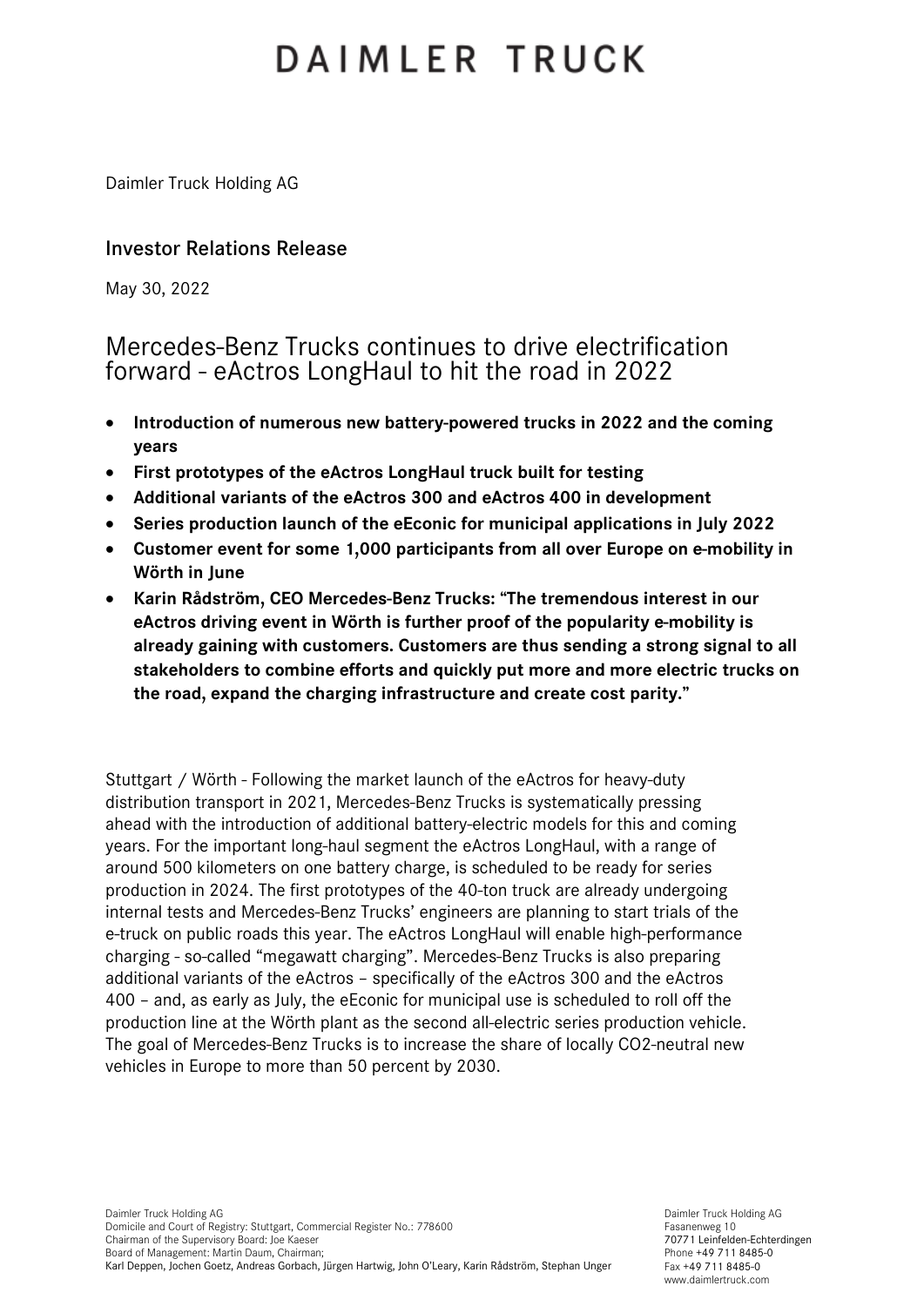# DAIMLER TRUCK

Daimler Truck Holding AG

## Investor Relations Release

May 30, 2022

# Mercedes-Benz Trucks continues to drive electrification forward - eActros LongHaul to hit the road in 2022

- **Introduction of numerous new battery-powered trucks in 2022 and the coming years**
- **First prototypes of the eActros LongHaul truck built for testing**
- **Additional variants of the eActros 300 and eActros 400 in development**
- **Series production launch of the eEconic for municipal applications in July 2022**
- **Customer event for some 1,000 participants from all over Europe on e-mobility in Wörth in June**
- **Karin Rådström, CEO Mercedes-Benz Trucks: "The tremendous interest in our eActros driving event in Wörth is further proof of the popularity e-mobility is already gaining with customers. Customers are thus sending a strong signal to all stakeholders to combine efforts and quickly put more and more electric trucks on the road, expand the charging infrastructure and create cost parity."**

Stuttgart / Wörth - Following the market launch of the eActros for heavy-duty distribution transport in 2021, Mercedes-Benz Trucks is systematically pressing ahead with the introduction of additional battery-electric models for this and coming years. For the important long-haul segment the eActros LongHaul, with a range of around 500 kilometers on one battery charge, is scheduled to be ready for series production in 2024. The first prototypes of the 40-ton truck are already undergoing internal tests and Mercedes-Benz Trucks' engineers are planning to start trials of the e-truck on public roads this year. The eActros LongHaul will enable high-performance charging - so-called "megawatt charging". Mercedes-Benz Trucks is also preparing additional variants of the eActros – specifically of the eActros 300 and the eActros 400 – and, as early as July, the eEconic for municipal use is scheduled to roll off the production line at the Wörth plant as the second all-electric series production vehicle. The goal of Mercedes-Benz Trucks is to increase the share of locally $CO_2$-neutral new vehicles in Europe to more than 50 percent by 2030.

Daimler Truck Holding AG
Domicile and Court of Registry: Stuttgart, Commercial Register No.: 778600
Chairman of the Supervisory Board: Joe Kaeser
Board of Management: Martin Daum, Chairman;
Karl Deppen, Jochen Goetz, Andreas Gorbach, Jürgen Hartwig, John O'Leary, Karin Rådström, Stephan Unger

Daimler Truck Holding AG
Fasanenweg 10
70771 Leinfelden-Echterdingen
Phone +49 711 8485-0
Fax +49 711 8485-0
www.daimlertruck.com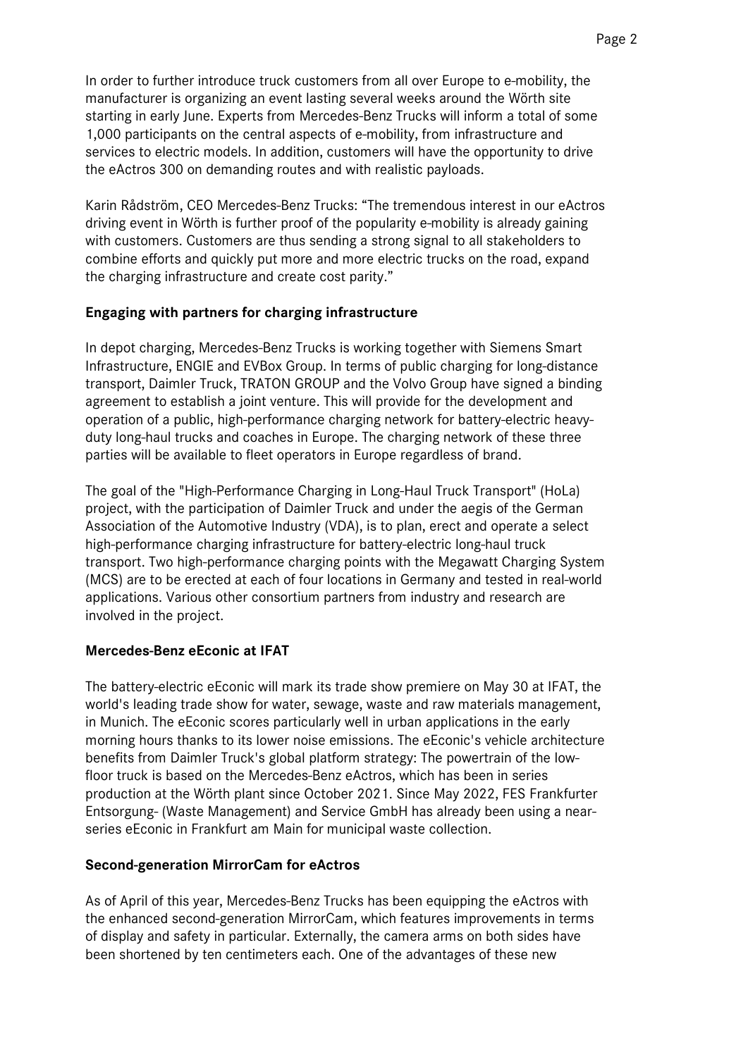In order to further introduce truck customers from all over Europe to e-mobility, the manufacturer is organizing an event lasting several weeks around the Wörth site starting in early June. Experts from Mercedes-Benz Trucks will inform a total of some 1,000 participants on the central aspects of e-mobility, from infrastructure and services to electric models. In addition, customers will have the opportunity to drive the eActros 300 on demanding routes and with realistic payloads.

Karin Rådström, CEO Mercedes-Benz Trucks: "The tremendous interest in our eActros driving event in Wörth is further proof of the popularity e-mobility is already gaining with customers. Customers are thus sending a strong signal to all stakeholders to combine efforts and quickly put more and more electric trucks on the road, expand the charging infrastructure and create cost parity."

**Engaging with partners for charging infrastructure**

In depot charging, Mercedes-Benz Trucks is working together with Siemens Smart Infrastructure, ENGIE and EVBox Group. In terms of public charging for long-distance transport, Daimler Truck, TRATON GROUP and the Volvo Group have signed a binding agreement to establish a joint venture. This will provide for the development and operation of a public, high-performance charging network for battery-electric heavy-duty long-haul trucks and coaches in Europe. The charging network of these three parties will be available to fleet operators in Europe regardless of brand.

The goal of the "High-Performance Charging in Long-Haul Truck Transport" (HoLa) project, with the participation of Daimler Truck and under the aegis of the German Association of the Automotive Industry (VDA), is to plan, erect and operate a select high-performance charging infrastructure for battery-electric long-haul truck transport. Two high-performance charging points with the Megawatt Charging System (MCS) are to be erected at each of four locations in Germany and tested in real-world applications. Various other consortium partners from industry and research are involved in the project.

**Mercedes-Benz eEconic at IFAT**

The battery-electric eEconic will mark its trade show premiere on May 30 at IFAT, the world's leading trade show for water, sewage, waste and raw materials management, in Munich. The eEconic scores particularly well in urban applications in the early morning hours thanks to its lower noise emissions. The eEconic's vehicle architecture benefits from Daimler Truck's global platform strategy: The powertrain of the low-floor truck is based on the Mercedes-Benz eActros, which has been in series production at the Wörth plant since October 2021. Since May 2022, FES Frankfurter Entsorgung- (Waste Management) and Service GmbH has already been using a near-series eEconic in Frankfurt am Main for municipal waste collection.

**Second-generation MirrorCam for eActros**

As of April of this year, Mercedes-Benz Trucks has been equipping the eActros with the enhanced second-generation MirrorCam, which features improvements in terms of display and safety in particular. Externally, the camera arms on both sides have been shortened by ten centimeters each. One of the advantages of these new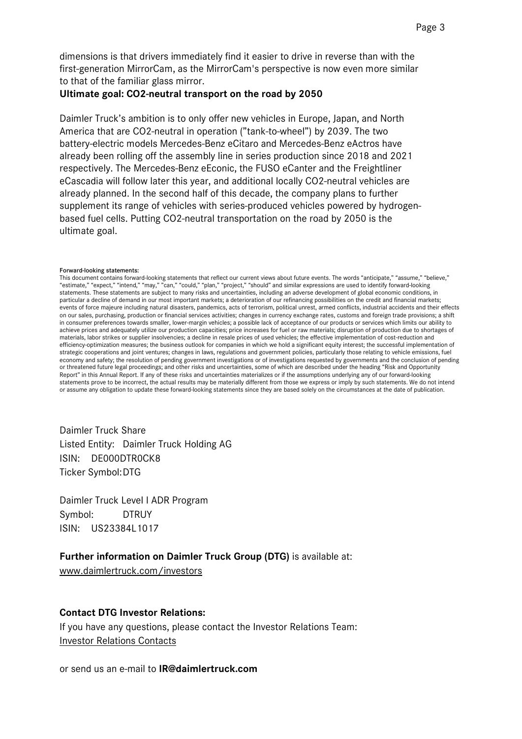dimensions is that drivers immediately find it easier to drive in reverse than with the first-generation MirrorCam, as the MirrorCam's perspective is now even more similar to that of the familiar glass mirror.

**Ultimate goal: CO2-neutral transport on the road by 2050**

Daimler Truck's ambition is to only offer new vehicles in Europe, Japan, and North America that are CO2-neutral in operation ("tank-to-wheel") by 2039. The two battery-electric models Mercedes-Benz eCitaro and Mercedes-Benz eActros have already been rolling off the assembly line in series production since 2018 and 2021 respectively. The Mercedes-Benz eEconic, the FUSO eCanter and the Freightliner eCascadia will follow later this year, and additional locally CO2-neutral vehicles are already planned. In the second half of this decade, the company plans to further supplement its range of vehicles with series-produced vehicles powered by hydrogen-based fuel cells. Putting CO2-neutral transportation on the road by 2050 is the ultimate goal.

**Forward-looking statements:**
This document contains forward-looking statements that reflect our current views about future events. The words "anticipate," "assume," "believe," "estimate," "expect," "intend," "may," "can," "could," "plan," "project," "should" and similar expressions are used to identify forward-looking statements. These statements are subject to many risks and uncertainties, including an adverse development of global economic conditions, in particular a decline of demand in our most important markets; a deterioration of our refinancing possibilities on the credit and financial markets; events of force majeure including natural disasters, pandemics, acts of terrorism, political unrest, armed conflicts, industrial accidents and their effects on our sales, purchasing, production or financial services activities; changes in currency exchange rates, customs and foreign trade provisions; a shift in consumer preferences towards smaller, lower-margin vehicles; a possible lack of acceptance of our products or services which limits our ability to achieve prices and adequately utilize our production capacities; price increases for fuel or raw materials; disruption of production due to shortages of materials, labor strikes or supplier insolvencies; a decline in resale prices of used vehicles; the effective implementation of cost-reduction and efficiency-optimization measures; the business outlook for companies in which we hold a significant equity interest; the successful implementation of strategic cooperations and joint ventures; changes in laws, regulations and government policies, particularly those relating to vehicle emissions, fuel economy and safety; the resolution of pending government investigations or of investigations requested by governments and the conclusion of pending or threatened future legal proceedings; and other risks and uncertainties, some of which are described under the heading "Risk and Opportunity Report" in this Annual Report. If any of these risks and uncertainties materializes or if the assumptions underlying any of our forward-looking statements prove to be incorrect, the actual results may be materially different from those we express or imply by such statements. We do not intend or assume any obligation to update these forward-looking statements since they are based solely on the circumstances at the date of publication.

Daimler Truck Share
Listed Entity: Daimler Truck Holding AG
ISIN: DE000DTR0CK8
Ticker Symbol: DTG

Daimler Truck Level I ADR Program
Symbol: DTRUY
ISIN: US23384L1017

**Further information on Daimler Truck Group (DTG)** is available at:
www.daimlertruck.com/investors

**Contact DTG Investor Relations:**
If you have any questions, please contact the Investor Relations Team:
Investor Relations Contacts

or send us an e-mail to **IR@daimlertruck.com**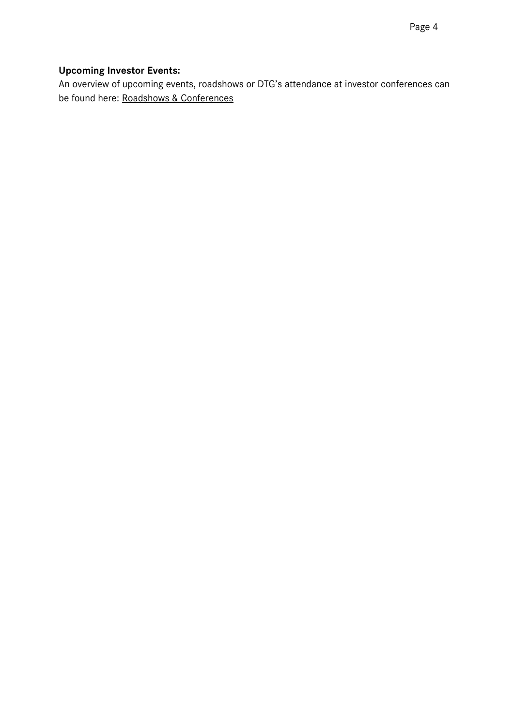**Upcoming Investor Events:**

An overview of upcoming events, roadshows or DTG's attendance at investor conferences can be found here: Roadshows & Conferences